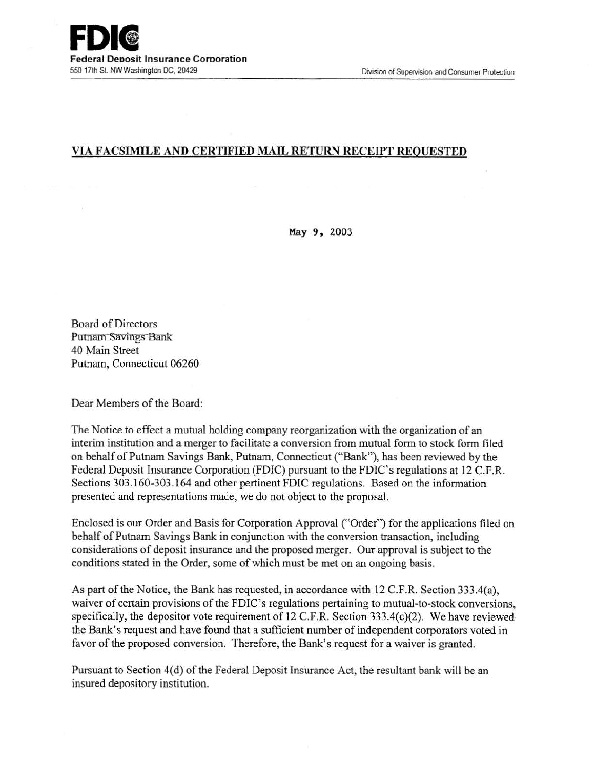**FDIC**
**Federal Deposit Insurance Corporation**
550 17th St. NW Washington DC, 20429

Division of Supervision and Consumer Protection

**VIA FACSIMILE AND CERTIFIED MAIL RETURN RECEIPT REQUESTED**

May 9, 2003

Board of Directors
Putnam Savings Bank
40 Main Street
Putnam, Connecticut 06260

Dear Members of the Board:

The Notice to effect a mutual holding company reorganization with the organization of an interim institution and a merger to facilitate a conversion from mutual form to stock form filed on behalf of Putnam Savings Bank, Putnam, Connecticut ("Bank"), has been reviewed by the Federal Deposit Insurance Corporation (FDIC) pursuant to the FDIC's regulations at 12 C.F.R. Sections 303.160-303.164 and other pertinent FDIC regulations. Based on the information presented and representations made, we do not object to the proposal.

Enclosed is our Order and Basis for Corporation Approval ("Order") for the applications filed on behalf of Putnam Savings Bank in conjunction with the conversion transaction, including considerations of deposit insurance and the proposed merger. Our approval is subject to the conditions stated in the Order, some of which must be met on an ongoing basis.

As part of the Notice, the Bank has requested, in accordance with 12 C.F.R. Section 333.4(a), waiver of certain provisions of the FDIC's regulations pertaining to mutual-to-stock conversions, specifically, the depositor vote requirement of 12 C.F.R. Section 333.4(c)(2). We have reviewed the Bank's request and have found that a sufficient number of independent corporators voted in favor of the proposed conversion. Therefore, the Bank's request for a waiver is granted.

Pursuant to Section 4(d) of the Federal Deposit Insurance Act, the resultant bank will be an insured depository institution.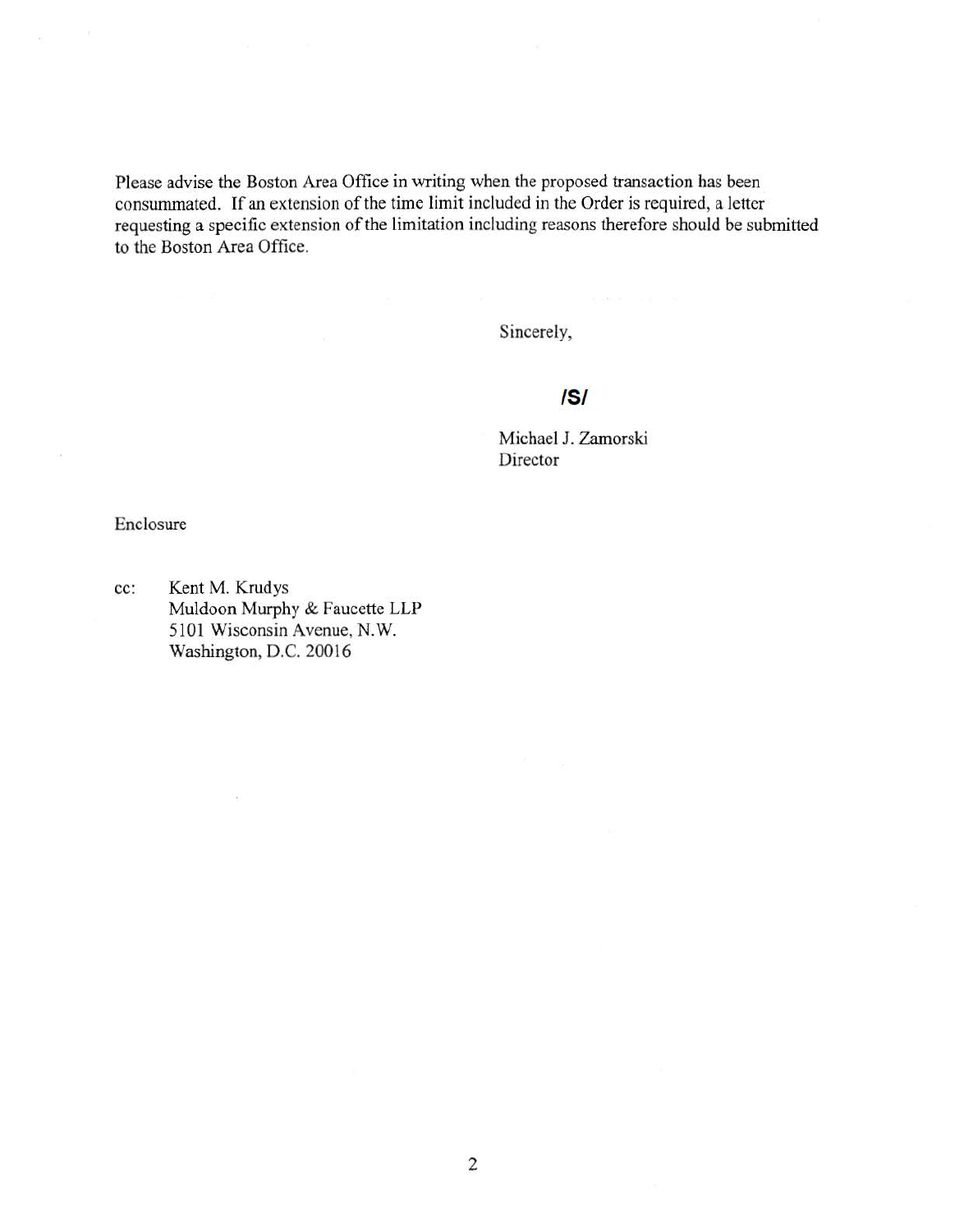Please advise the Boston Area Office in writing when the proposed transaction has been consummated. If an extension of the time limit included in the Order is required, a letter requesting a specific extension of the limitation including reasons therefore should be submitted to the Boston Area Office.

Sincerely,

**/S/**

Michael J. Zamorski
Director

Enclosure

cc: Kent M. Krudys
Muldoon Murphy & Faucette LLP
5101 Wisconsin Avenue, N.W.
Washington, D.C. 20016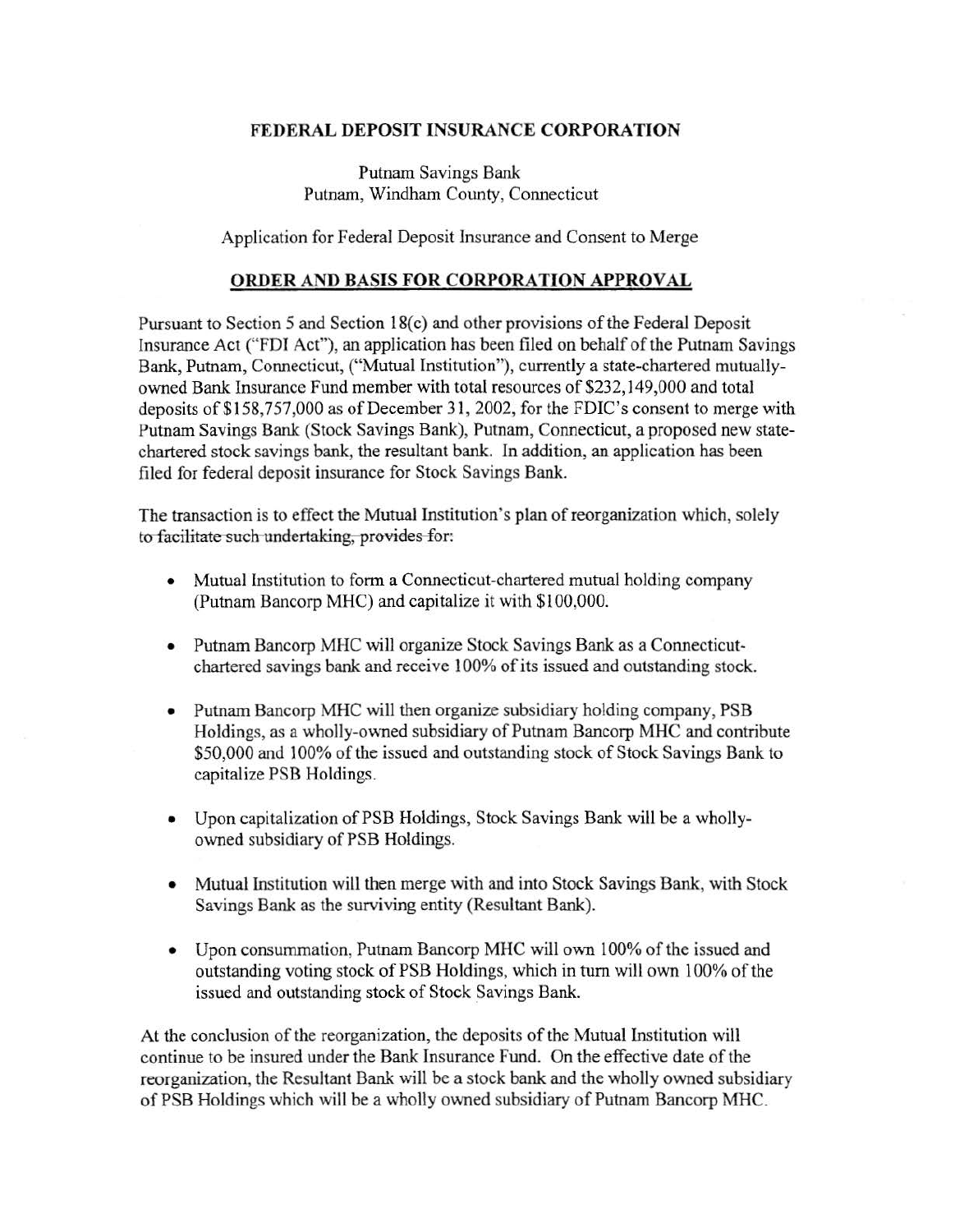**FEDERAL DEPOSIT INSURANCE CORPORATION**

Putnam Savings Bank
Putnam, Windham County, Connecticut

Application for Federal Deposit Insurance and Consent to Merge

**ORDER AND BASIS FOR CORPORATION APPROVAL**

Pursuant to Section 5 and Section 18(c) and other provisions of the Federal Deposit Insurance Act ("FDI Act"), an application has been filed on behalf of the Putnam Savings Bank, Putnam, Connecticut, ("Mutual Institution"), currently a state-chartered mutually-owned Bank Insurance Fund member with total resources of $232,149,000 and total deposits of $158,757,000 as of December 31, 2002, for the FDIC's consent to merge with Putnam Savings Bank (Stock Savings Bank), Putnam, Connecticut, a proposed new state-chartered stock savings bank, the resultant bank. In addition, an application has been filed for federal deposit insurance for Stock Savings Bank.

The transaction is to effect the Mutual Institution's plan of reorganization which, solely to facilitate such undertaking, provides for:

- Mutual Institution to form a Connecticut-chartered mutual holding company (Putnam Bancorp MHC) and capitalize it with $100,000.
- Putnam Bancorp MHC will organize Stock Savings Bank as a Connecticut-chartered savings bank and receive 100% of its issued and outstanding stock.
- Putnam Bancorp MHC will then organize subsidiary holding company, PSB Holdings, as a wholly-owned subsidiary of Putnam Bancorp MHC and contribute $50,000 and 100% of the issued and outstanding stock of Stock Savings Bank to capitalize PSB Holdings.
- Upon capitalization of PSB Holdings, Stock Savings Bank will be a wholly-owned subsidiary of PSB Holdings.
- Mutual Institution will then merge with and into Stock Savings Bank, with Stock Savings Bank as the surviving entity (Resultant Bank).
- Upon consummation, Putnam Bancorp MHC will own 100% of the issued and outstanding voting stock of PSB Holdings, which in turn will own 100% of the issued and outstanding stock of Stock Savings Bank.

At the conclusion of the reorganization, the deposits of the Mutual Institution will continue to be insured under the Bank Insurance Fund. On the effective date of the reorganization, the Resultant Bank will be a stock bank and the wholly owned subsidiary of PSB Holdings which will be a wholly owned subsidiary of Putnam Bancorp MHC.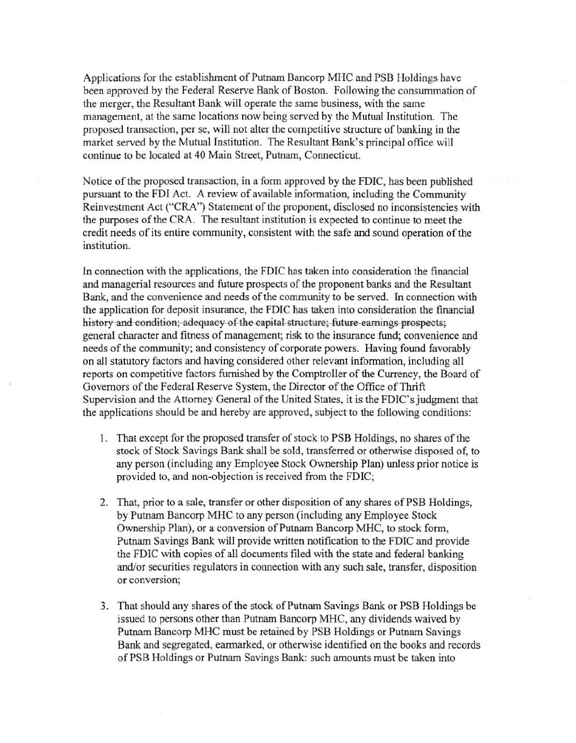Applications for the establishment of Putnam Bancorp MHC and PSB Holdings have been approved by the Federal Reserve Bank of Boston. Following the consummation of the merger, the Resultant Bank will operate the same business, with the same management, at the same locations now being served by the Mutual Institution. The proposed transaction, per se, will not alter the competitive structure of banking in the market served by the Mutual Institution. The Resultant Bank's principal office will continue to be located at 40 Main Street, Putnam, Connecticut.

Notice of the proposed transaction, in a form approved by the FDIC, has been published pursuant to the FDI Act. A review of available information, including the Community Reinvestment Act ("CRA") Statement of the proponent, disclosed no inconsistencies with the purposes of the CRA. The resultant institution is expected to continue to meet the credit needs of its entire community, consistent with the safe and sound operation of the institution.

In connection with the applications, the FDIC has taken into consideration the financial and managerial resources and future prospects of the proponent banks and the Resultant Bank, and the convenience and needs of the community to be served. In connection with the application for deposit insurance, the FDIC has taken into consideration the financial ~~history and condition; adequacy of the capital structure; future earnings prospects;~~ general character and fitness of management; risk to the insurance fund; convenience and needs of the community; and consistency of corporate powers. Having found favorably on all statutory factors and having considered other relevant information, including all reports on competitive factors furnished by the Comptroller of the Currency, the Board of Governors of the Federal Reserve System, the Director of the Office of Thrift Supervision and the Attorney General of the United States, it is the FDIC's judgment that the applications should be and hereby are approved, subject to the following conditions:

1. That except for the proposed transfer of stock to PSB Holdings, no shares of the stock of Stock Savings Bank shall be sold, transferred or otherwise disposed of, to any person (including any Employee Stock Ownership Plan) unless prior notice is provided to, and non-objection is received from the FDIC;

2. That, prior to a sale, transfer or other disposition of any shares of PSB Holdings, by Putnam Bancorp MHC to any person (including any Employee Stock Ownership Plan), or a conversion of Putnam Bancorp MHC, to stock form, Putnam Savings Bank will provide written notification to the FDIC and provide the FDIC with copies of all documents filed with the state and federal banking and/or securities regulators in connection with any such sale, transfer, disposition or conversion;

3. That should any shares of the stock of Putnam Savings Bank or PSB Holdings be issued to persons other than Putnam Bancorp MHC, any dividends waived by Putnam Bancorp MHC must be retained by PSB Holdings or Putnam Savings Bank and segregated, earmarked, or otherwise identified on the books and records of PSB Holdings or Putnam Savings Bank: such amounts must be taken into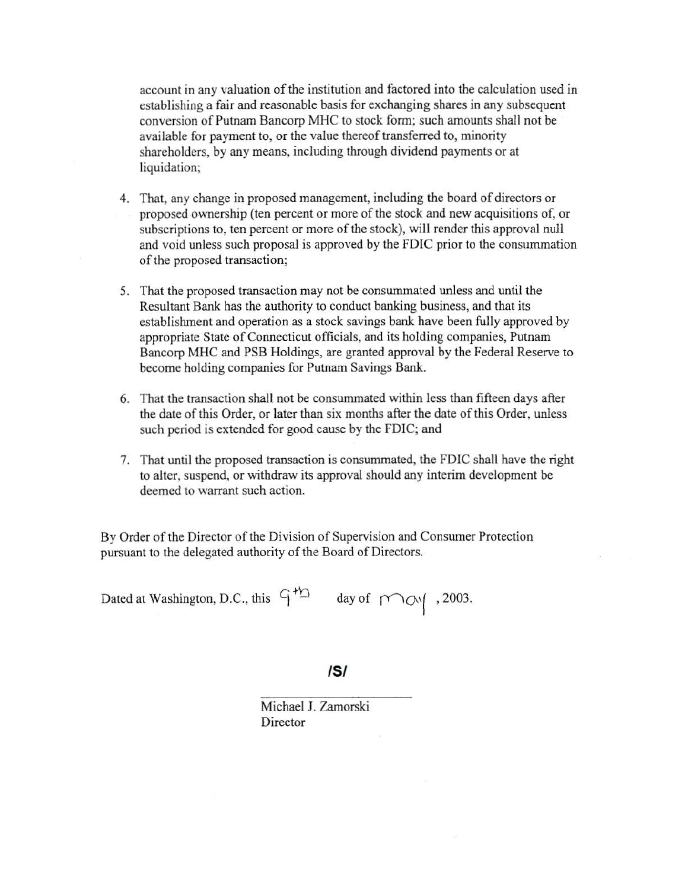account in any valuation of the institution and factored into the calculation used in establishing a fair and reasonable basis for exchanging shares in any subsequent conversion of Putnam Bancorp MHC to stock form; such amounts shall not be available for payment to, or the value thereof transferred to, minority shareholders, by any means, including through dividend payments or at liquidation;

4. That, any change in proposed management, including the board of directors or proposed ownership (ten percent or more of the stock and new acquisitions of, or subscriptions to, ten percent or more of the stock), will render this approval null and void unless such proposal is approved by the FDIC prior to the consummation of the proposed transaction;

5. That the proposed transaction may not be consummated unless and until the Resultant Bank has the authority to conduct banking business, and that its establishment and operation as a stock savings bank have been fully approved by appropriate State of Connecticut officials, and its holding companies, Putnam Bancorp MHC and PSB Holdings, are granted approval by the Federal Reserve to become holding companies for Putnam Savings Bank.

6. That the transaction shall not be consummated within less than fifteen days after the date of this Order, or later than six months after the date of this Order, unless such period is extended for good cause by the FDIC; and

7. That until the proposed transaction is consummated, the FDIC shall have the right to alter, suspend, or withdraw its approval should any interim development be deemed to warrant such action.

By Order of the Director of the Division of Supervision and Consumer Protection pursuant to the delegated authority of the Board of Directors.

Dated at Washington, D.C., this 9th day of May, 2003.

/S/

Michael J. Zamorski
Director